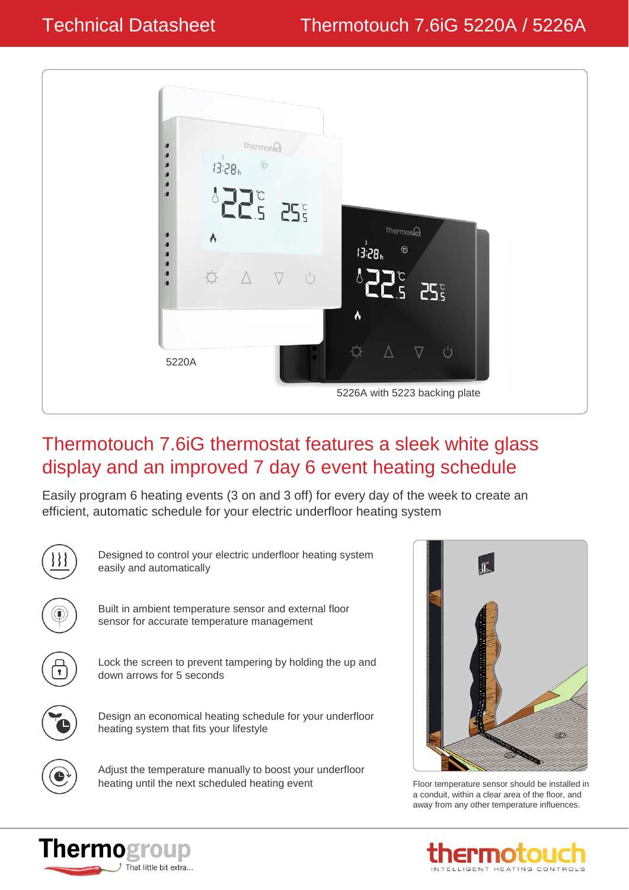# Technical Datasheet

# Thermotouch 7.6iG 5220A / 5226A

5220A

5226A with 5223 backing plate

## Thermotouch 7.6iG thermostat features a sleek white glass display and an improved 7 day 6 event heating schedule

Easily program 6 heating events (3 on and 3 off) for every day of the week to create an efficient, automatic schedule for your electric underfloor heating system

- Designed to control your electric underfloor heating system easily and automatically
- Built in ambient temperature sensor and external floor sensor for accurate temperature management
- Lock the screen to prevent tampering by holding the up and down arrows for 5 seconds
- Design an economical heating schedule for your underfloor heating system that fits your lifestyle
- Adjust the temperature manually to boost your underfloor heating until the next scheduled heating event

Floor temperature sensor should be installed in a conduit, within a clear area of the floor, and away from any other temperature influences.

Thermogroup – That little bit extra...

thermotouch – INTELLIGENT HEATING CONTROLS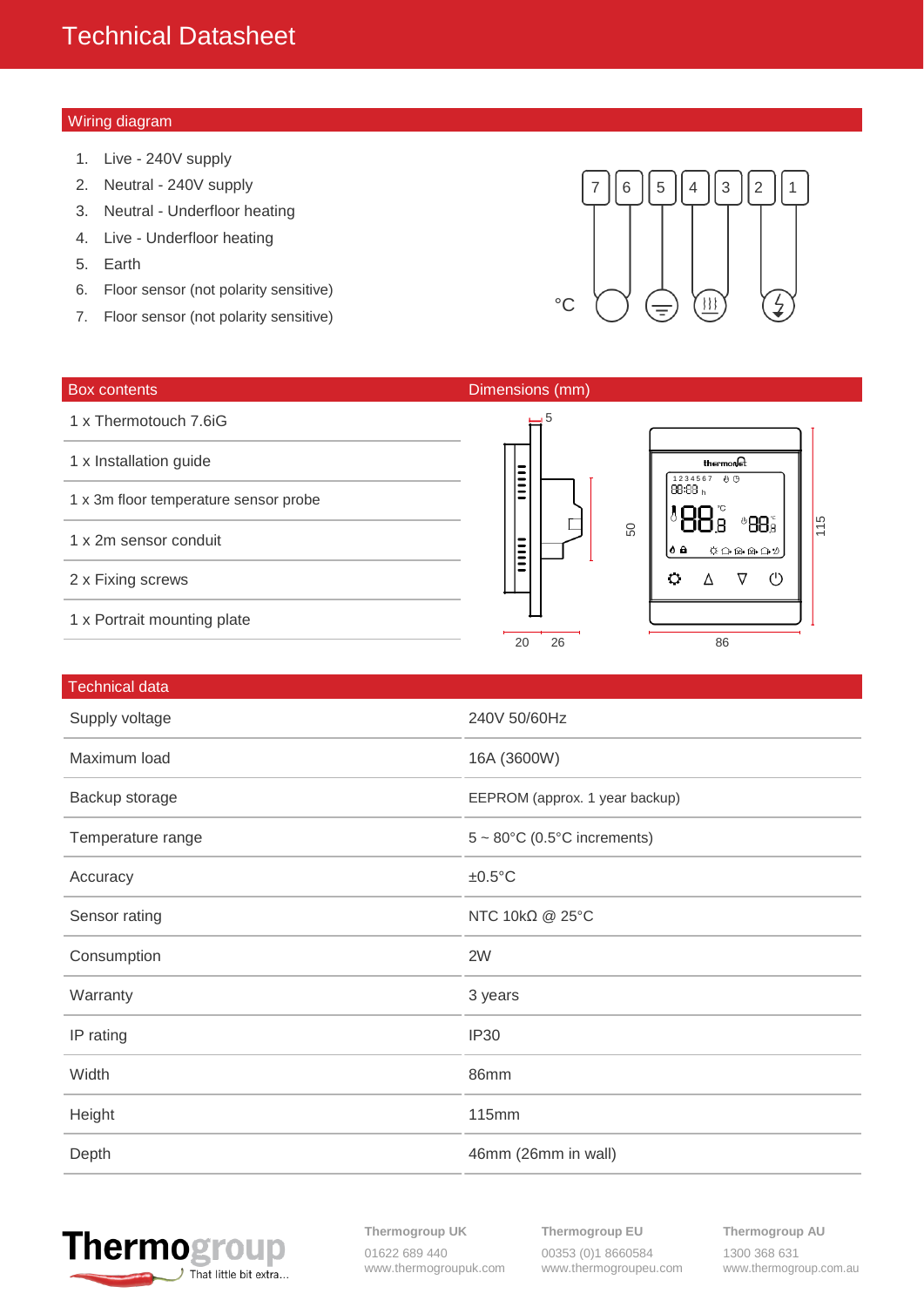# Technical Datasheet

## Wiring diagram

1. Live - 240V supply
2. Neutral - 240V supply
3. Neutral - Underfloor heating
4. Live - Underfloor heating
5. Earth
6. Floor sensor (not polarity sensitive)
7. Floor sensor (not polarity sensitive)

7 6 5 4 3 2 1

°C

## Box contents

| | |
|---|---|
| 1 x Thermotouch 7.6iG | |
| 1 x Installation guide | |
| 1 x 3m floor temperature sensor probe | |
| 1 x 2m sensor conduit | |
| 2 x Fixing screws | |
| 1 x Portrait mounting plate | |

## Dimensions (mm)

5

50

115

20 26

86

## Technical data

| | |
|---|---|
| Supply voltage | 240V 50/60Hz |
| Maximum load | 16A (3600W) |
| Backup storage | EEPROM (approx. 1 year backup) |
| Temperature range | 5 ~ 80°C (0.5°C increments) |
| Accuracy | ±0.5°C |
| Sensor rating | NTC 10kΩ @ 25°C |
| Consumption | 2W |
| Warranty | 3 years |
| IP rating | IP30 |
| Width | 86mm |
| Height | 115mm |
| Depth | 46mm (26mm in wall) |

Thermogroup
That little bit extra...

**Thermogroup UK**
01622 689 440
www.thermogroupuk.com

**Thermogroup EU**
00353 (0)1 8660584
www.thermogroupeu.com

**Thermogroup AU**
1300 368 631
www.thermogroup.com.au